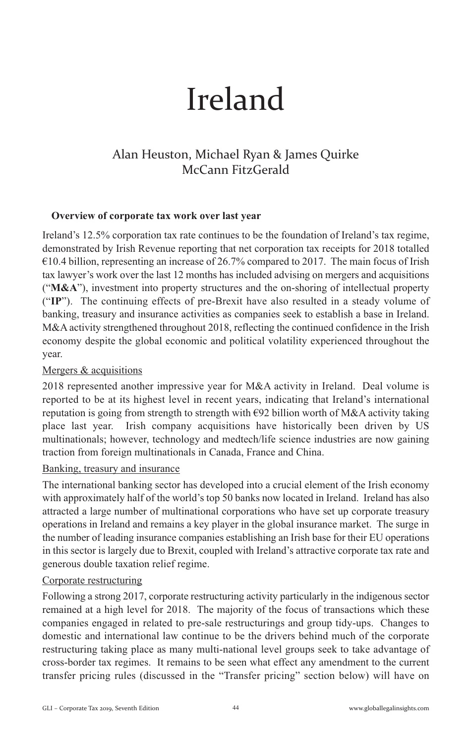# Ireland

## Alan Heuston, Michael Ryan & James Quirke
## McCann FitzGerald

### Overview of corporate tax work over last year

Ireland's 12.5% corporation tax rate continues to be the foundation of Ireland's tax regime, demonstrated by Irish Revenue reporting that net corporation tax receipts for 2018 totalled €10.4 billion, representing an increase of 26.7% compared to 2017. The main focus of Irish tax lawyer's work over the last 12 months has included advising on mergers and acquisitions ("**M&A**"), investment into property structures and the on-shoring of intellectual property ("**IP**"). The continuing effects of pre-Brexit have also resulted in a steady volume of banking, treasury and insurance activities as companies seek to establish a base in Ireland. M&A activity strengthened throughout 2018, reflecting the continued confidence in the Irish economy despite the global economic and political volatility experienced throughout the year.

Mergers & acquisitions

2018 represented another impressive year for M&A activity in Ireland. Deal volume is reported to be at its highest level in recent years, indicating that Ireland's international reputation is going from strength to strength with €92 billion worth of M&A activity taking place last year. Irish company acquisitions have historically been driven by US multinationals; however, technology and medtech/life science industries are now gaining traction from foreign multinationals in Canada, France and China.

Banking, treasury and insurance

The international banking sector has developed into a crucial element of the Irish economy with approximately half of the world's top 50 banks now located in Ireland. Ireland has also attracted a large number of multinational corporations who have set up corporate treasury operations in Ireland and remains a key player in the global insurance market. The surge in the number of leading insurance companies establishing an Irish base for their EU operations in this sector is largely due to Brexit, coupled with Ireland's attractive corporate tax rate and generous double taxation relief regime.

Corporate restructuring

Following a strong 2017, corporate restructuring activity particularly in the indigenous sector remained at a high level for 2018. The majority of the focus of transactions which these companies engaged in related to pre-sale restructurings and group tidy-ups. Changes to domestic and international law continue to be the drivers behind much of the corporate restructuring taking place as many multi-national level groups seek to take advantage of cross-border tax regimes. It remains to be seen what effect any amendment to the current transfer pricing rules (discussed in the "Transfer pricing" section below) will have on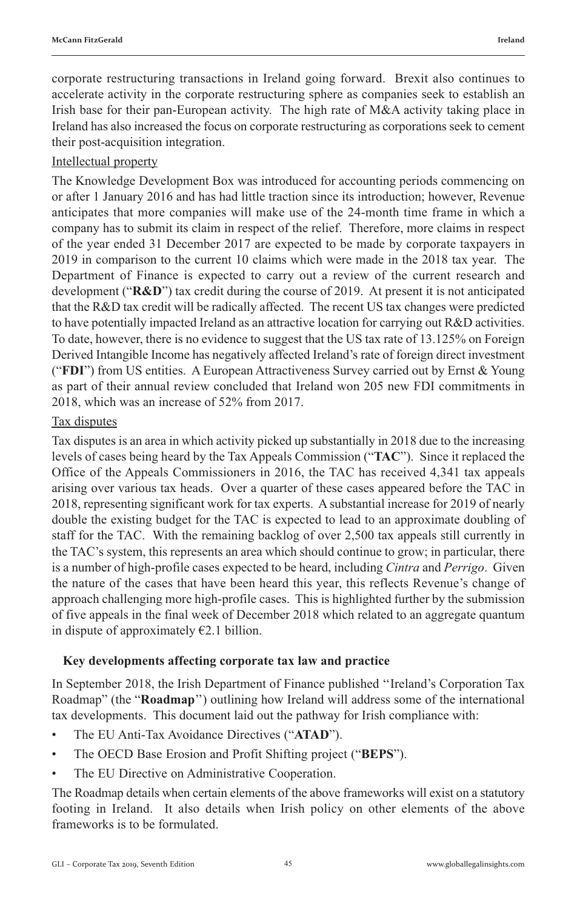corporate restructuring transactions in Ireland going forward. Brexit also continues to accelerate activity in the corporate restructuring sphere as companies seek to establish an Irish base for their pan-European activity. The high rate of M&A activity taking place in Ireland has also increased the focus on corporate restructuring as corporations seek to cement their post-acquisition integration.

Intellectual property

The Knowledge Development Box was introduced for accounting periods commencing on or after 1 January 2016 and has had little traction since its introduction; however, Revenue anticipates that more companies will make use of the 24-month time frame in which a company has to submit its claim in respect of the relief. Therefore, more claims in respect of the year ended 31 December 2017 are expected to be made by corporate taxpayers in 2019 in comparison to the current 10 claims which were made in the 2018 tax year. The Department of Finance is expected to carry out a review of the current research and development ("**R&D**") tax credit during the course of 2019. At present it is not anticipated that the R&D tax credit will be radically affected. The recent US tax changes were predicted to have potentially impacted Ireland as an attractive location for carrying out R&D activities. To date, however, there is no evidence to suggest that the US tax rate of 13.125% on Foreign Derived Intangible Income has negatively affected Ireland's rate of foreign direct investment ("**FDI**") from US entities. A European Attractiveness Survey carried out by Ernst & Young as part of their annual review concluded that Ireland won 205 new FDI commitments in 2018, which was an increase of 52% from 2017.

Tax disputes

Tax disputes is an area in which activity picked up substantially in 2018 due to the increasing levels of cases being heard by the Tax Appeals Commission ("**TAC**"). Since it replaced the Office of the Appeals Commissioners in 2016, the TAC has received 4,341 tax appeals arising over various tax heads. Over a quarter of these cases appeared before the TAC in 2018, representing significant work for tax experts. A substantial increase for 2019 of nearly double the existing budget for the TAC is expected to lead to an approximate doubling of staff for the TAC. With the remaining backlog of over 2,500 tax appeals still currently in the TAC's system, this represents an area which should continue to grow; in particular, there is a number of high-profile cases expected to be heard, including *Cintra* and *Perrigo*. Given the nature of the cases that have been heard this year, this reflects Revenue's change of approach challenging more high-profile cases. This is highlighted further by the submission of five appeals in the final week of December 2018 which related to an aggregate quantum in dispute of approximately €2.1 billion.

## Key developments affecting corporate tax law and practice

In September 2018, the Irish Department of Finance published "Ireland's Corporation Tax Roadmap" (the "**Roadmap**") outlining how Ireland will address some of the international tax developments. This document laid out the pathway for Irish compliance with:

- The EU Anti-Tax Avoidance Directives ("**ATAD**").
- The OECD Base Erosion and Profit Shifting project ("**BEPS**").
- The EU Directive on Administrative Cooperation.

The Roadmap details when certain elements of the above frameworks will exist on a statutory footing in Ireland. It also details when Irish policy on other elements of the above frameworks is to be formulated.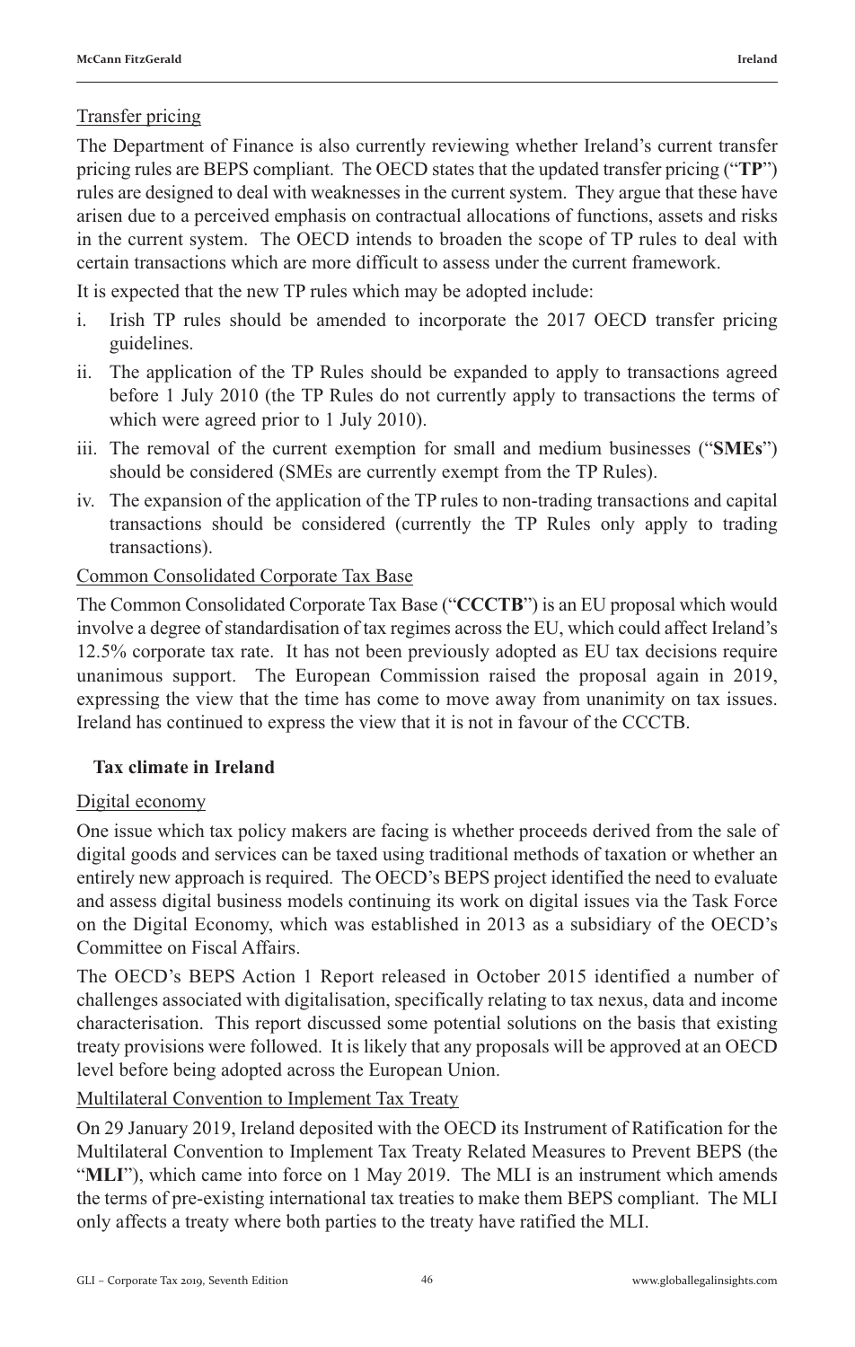Transfer pricing

The Department of Finance is also currently reviewing whether Ireland's current transfer pricing rules are BEPS compliant. The OECD states that the updated transfer pricing ("**TP**") rules are designed to deal with weaknesses in the current system. They argue that these have arisen due to a perceived emphasis on contractual allocations of functions, assets and risks in the current system. The OECD intends to broaden the scope of TP rules to deal with certain transactions which are more difficult to assess under the current framework.

It is expected that the new TP rules which may be adopted include:

i. Irish TP rules should be amended to incorporate the 2017 OECD transfer pricing guidelines.
ii. The application of the TP Rules should be expanded to apply to transactions agreed before 1 July 2010 (the TP Rules do not currently apply to transactions the terms of which were agreed prior to 1 July 2010).
iii. The removal of the current exemption for small and medium businesses ("**SMEs**") should be considered (SMEs are currently exempt from the TP Rules).
iv. The expansion of the application of the TP rules to non-trading transactions and capital transactions should be considered (currently the TP Rules only apply to trading transactions).

Common Consolidated Corporate Tax Base

The Common Consolidated Corporate Tax Base ("**CCCTB**") is an EU proposal which would involve a degree of standardisation of tax regimes across the EU, which could affect Ireland's 12.5% corporate tax rate. It has not been previously adopted as EU tax decisions require unanimous support. The European Commission raised the proposal again in 2019, expressing the view that the time has come to move away from unanimity on tax issues. Ireland has continued to express the view that it is not in favour of the CCCTB.

## Tax climate in Ireland

Digital economy

One issue which tax policy makers are facing is whether proceeds derived from the sale of digital goods and services can be taxed using traditional methods of taxation or whether an entirely new approach is required. The OECD's BEPS project identified the need to evaluate and assess digital business models continuing its work on digital issues via the Task Force on the Digital Economy, which was established in 2013 as a subsidiary of the OECD's Committee on Fiscal Affairs.

The OECD's BEPS Action 1 Report released in October 2015 identified a number of challenges associated with digitalisation, specifically relating to tax nexus, data and income characterisation. This report discussed some potential solutions on the basis that existing treaty provisions were followed. It is likely that any proposals will be approved at an OECD level before being adopted across the European Union.

Multilateral Convention to Implement Tax Treaty

On 29 January 2019, Ireland deposited with the OECD its Instrument of Ratification for the Multilateral Convention to Implement Tax Treaty Related Measures to Prevent BEPS (the "**MLI**"), which came into force on 1 May 2019. The MLI is an instrument which amends the terms of pre-existing international tax treaties to make them BEPS compliant. The MLI only affects a treaty where both parties to the treaty have ratified the MLI.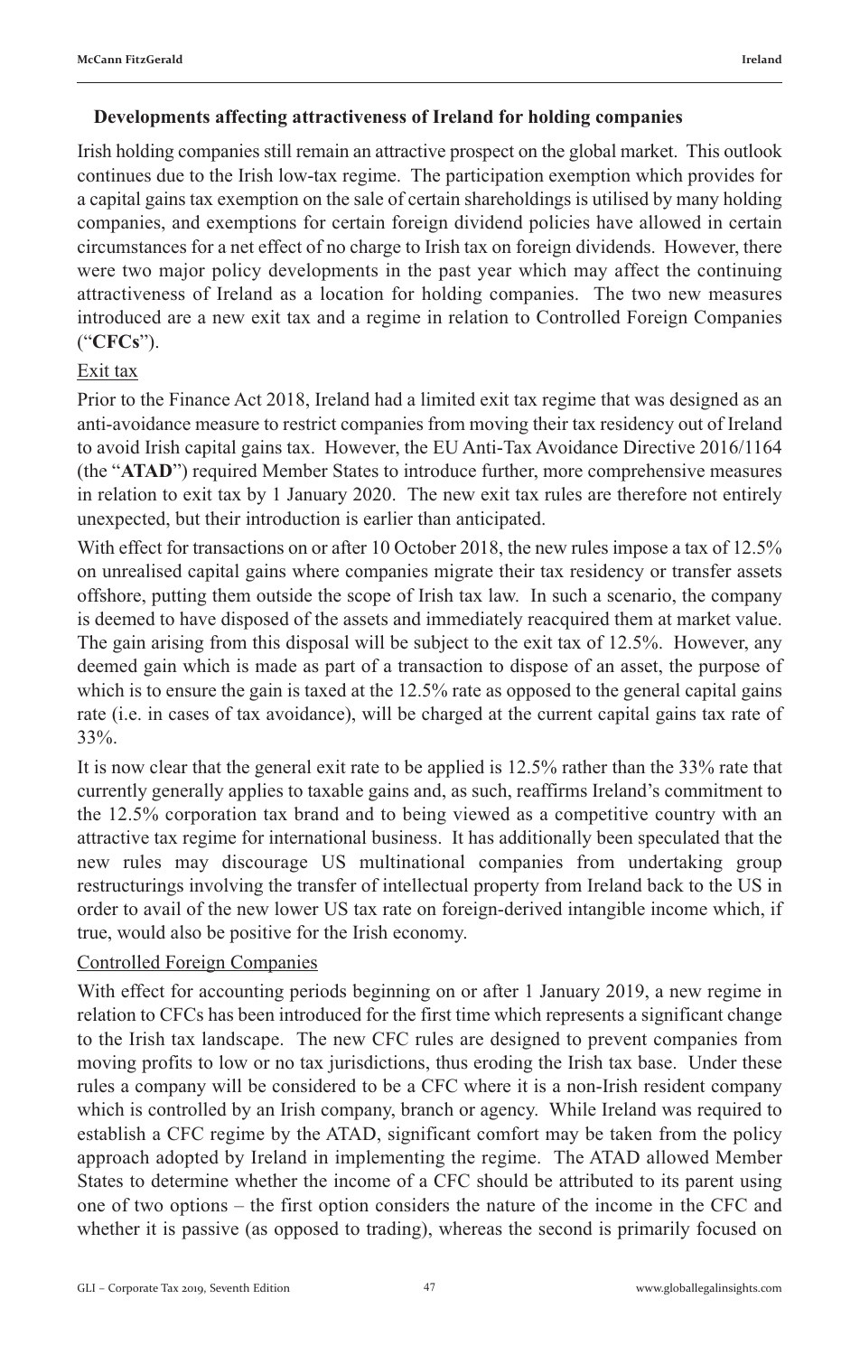### Developments affecting attractiveness of Ireland for holding companies

Irish holding companies still remain an attractive prospect on the global market. This outlook continues due to the Irish low-tax regime. The participation exemption which provides for a capital gains tax exemption on the sale of certain shareholdings is utilised by many holding companies, and exemptions for certain foreign dividend policies have allowed in certain circumstances for a net effect of no charge to Irish tax on foreign dividends. However, there were two major policy developments in the past year which may affect the continuing attractiveness of Ireland as a location for holding companies. The two new measures introduced are a new exit tax and a regime in relation to Controlled Foreign Companies ("**CFCs**").

#### Exit tax

Prior to the Finance Act 2018, Ireland had a limited exit tax regime that was designed as an anti-avoidance measure to restrict companies from moving their tax residency out of Ireland to avoid Irish capital gains tax. However, the EU Anti-Tax Avoidance Directive 2016/1164 (the "**ATAD**") required Member States to introduce further, more comprehensive measures in relation to exit tax by 1 January 2020. The new exit tax rules are therefore not entirely unexpected, but their introduction is earlier than anticipated.

With effect for transactions on or after 10 October 2018, the new rules impose a tax of 12.5% on unrealised capital gains where companies migrate their tax residency or transfer assets offshore, putting them outside the scope of Irish tax law. In such a scenario, the company is deemed to have disposed of the assets and immediately reacquired them at market value. The gain arising from this disposal will be subject to the exit tax of 12.5%. However, any deemed gain which is made as part of a transaction to dispose of an asset, the purpose of which is to ensure the gain is taxed at the 12.5% rate as opposed to the general capital gains rate (i.e. in cases of tax avoidance), will be charged at the current capital gains tax rate of 33%.

It is now clear that the general exit rate to be applied is 12.5% rather than the 33% rate that currently generally applies to taxable gains and, as such, reaffirms Ireland's commitment to the 12.5% corporation tax brand and to being viewed as a competitive country with an attractive tax regime for international business. It has additionally been speculated that the new rules may discourage US multinational companies from undertaking group restructurings involving the transfer of intellectual property from Ireland back to the US in order to avail of the new lower US tax rate on foreign-derived intangible income which, if true, would also be positive for the Irish economy.

#### Controlled Foreign Companies

With effect for accounting periods beginning on or after 1 January 2019, a new regime in relation to CFCs has been introduced for the first time which represents a significant change to the Irish tax landscape. The new CFC rules are designed to prevent companies from moving profits to low or no tax jurisdictions, thus eroding the Irish tax base. Under these rules a company will be considered to be a CFC where it is a non-Irish resident company which is controlled by an Irish company, branch or agency. While Ireland was required to establish a CFC regime by the ATAD, significant comfort may be taken from the policy approach adopted by Ireland in implementing the regime. The ATAD allowed Member States to determine whether the income of a CFC should be attributed to its parent using one of two options – the first option considers the nature of the income in the CFC and whether it is passive (as opposed to trading), whereas the second is primarily focused on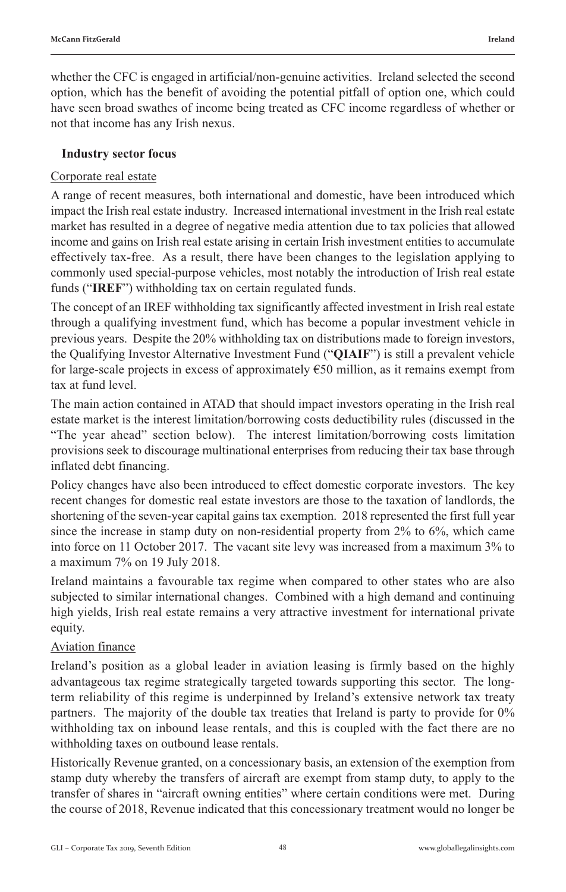whether the CFC is engaged in artificial/non-genuine activities. Ireland selected the second option, which has the benefit of avoiding the potential pitfall of option one, which could have seen broad swathes of income being treated as CFC income regardless of whether or not that income has any Irish nexus.

## Industry sector focus

### Corporate real estate

A range of recent measures, both international and domestic, have been introduced which impact the Irish real estate industry. Increased international investment in the Irish real estate market has resulted in a degree of negative media attention due to tax policies that allowed income and gains on Irish real estate arising in certain Irish investment entities to accumulate effectively tax-free. As a result, there have been changes to the legislation applying to commonly used special-purpose vehicles, most notably the introduction of Irish real estate funds ("**IREF**") withholding tax on certain regulated funds.

The concept of an IREF withholding tax significantly affected investment in Irish real estate through a qualifying investment fund, which has become a popular investment vehicle in previous years. Despite the 20% withholding tax on distributions made to foreign investors, the Qualifying Investor Alternative Investment Fund ("**QIAIF**") is still a prevalent vehicle for large-scale projects in excess of approximately €50 million, as it remains exempt from tax at fund level.

The main action contained in ATAD that should impact investors operating in the Irish real estate market is the interest limitation/borrowing costs deductibility rules (discussed in the "The year ahead" section below). The interest limitation/borrowing costs limitation provisions seek to discourage multinational enterprises from reducing their tax base through inflated debt financing.

Policy changes have also been introduced to effect domestic corporate investors. The key recent changes for domestic real estate investors are those to the taxation of landlords, the shortening of the seven-year capital gains tax exemption. 2018 represented the first full year since the increase in stamp duty on non-residential property from 2% to 6%, which came into force on 11 October 2017. The vacant site levy was increased from a maximum 3% to a maximum 7% on 19 July 2018.

Ireland maintains a favourable tax regime when compared to other states who are also subjected to similar international changes. Combined with a high demand and continuing high yields, Irish real estate remains a very attractive investment for international private equity.

### Aviation finance

Ireland's position as a global leader in aviation leasing is firmly based on the highly advantageous tax regime strategically targeted towards supporting this sector. The long-term reliability of this regime is underpinned by Ireland's extensive network tax treaty partners. The majority of the double tax treaties that Ireland is party to provide for 0% withholding tax on inbound lease rentals, and this is coupled with the fact there are no withholding taxes on outbound lease rentals.

Historically Revenue granted, on a concessionary basis, an extension of the exemption from stamp duty whereby the transfers of aircraft are exempt from stamp duty, to apply to the transfer of shares in "aircraft owning entities" where certain conditions were met. During the course of 2018, Revenue indicated that this concessionary treatment would no longer be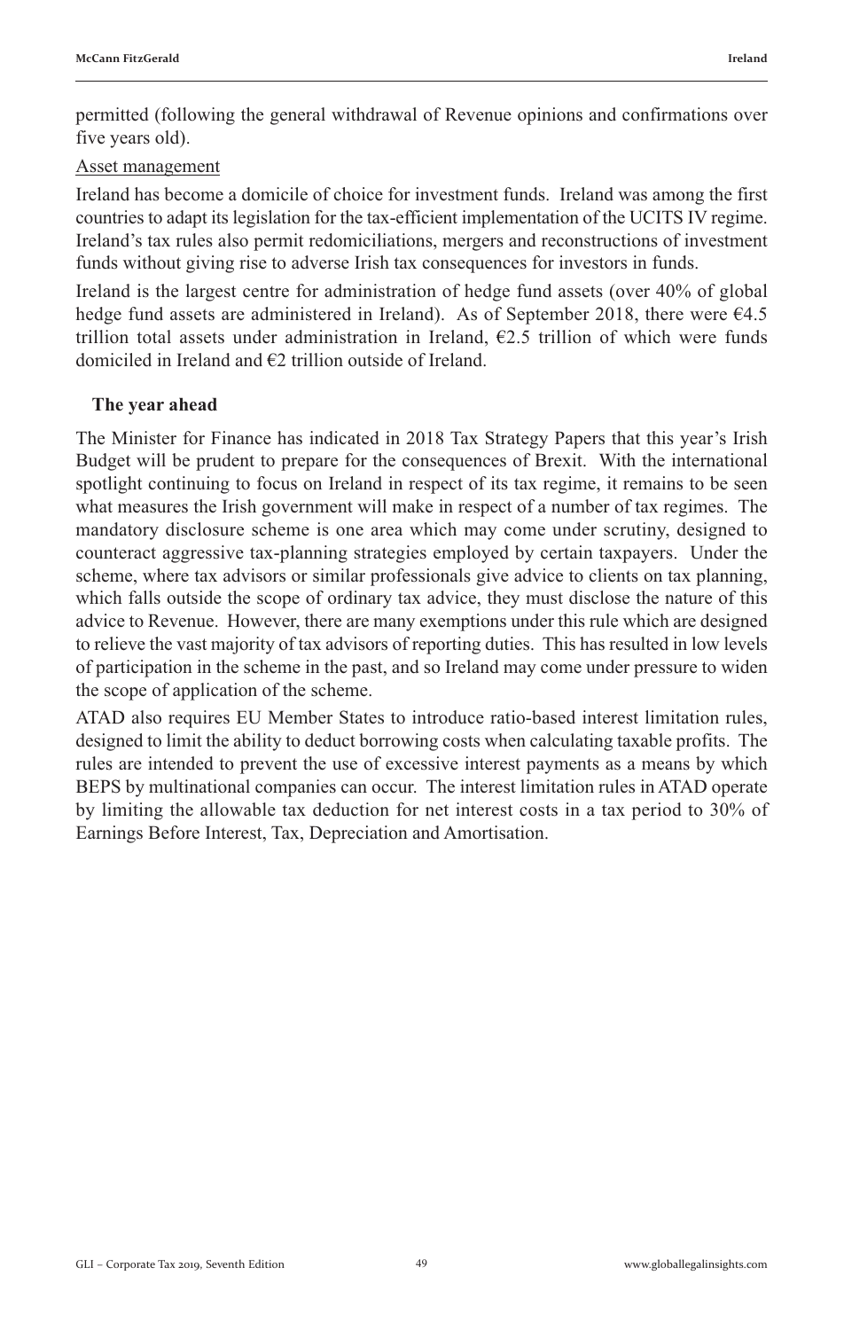permitted (following the general withdrawal of Revenue opinions and confirmations over five years old).

Asset management

Ireland has become a domicile of choice for investment funds. Ireland was among the first countries to adapt its legislation for the tax-efficient implementation of the UCITS IV regime. Ireland's tax rules also permit redomiciliations, mergers and reconstructions of investment funds without giving rise to adverse Irish tax consequences for investors in funds.

Ireland is the largest centre for administration of hedge fund assets (over 40% of global hedge fund assets are administered in Ireland). As of September 2018, there were €4.5 trillion total assets under administration in Ireland, €2.5 trillion of which were funds domiciled in Ireland and €2 trillion outside of Ireland.

## The year ahead

The Minister for Finance has indicated in 2018 Tax Strategy Papers that this year's Irish Budget will be prudent to prepare for the consequences of Brexit. With the international spotlight continuing to focus on Ireland in respect of its tax regime, it remains to be seen what measures the Irish government will make in respect of a number of tax regimes. The mandatory disclosure scheme is one area which may come under scrutiny, designed to counteract aggressive tax-planning strategies employed by certain taxpayers. Under the scheme, where tax advisors or similar professionals give advice to clients on tax planning, which falls outside the scope of ordinary tax advice, they must disclose the nature of this advice to Revenue. However, there are many exemptions under this rule which are designed to relieve the vast majority of tax advisors of reporting duties. This has resulted in low levels of participation in the scheme in the past, and so Ireland may come under pressure to widen the scope of application of the scheme.

ATAD also requires EU Member States to introduce ratio-based interest limitation rules, designed to limit the ability to deduct borrowing costs when calculating taxable profits. The rules are intended to prevent the use of excessive interest payments as a means by which BEPS by multinational companies can occur. The interest limitation rules in ATAD operate by limiting the allowable tax deduction for net interest costs in a tax period to 30% of Earnings Before Interest, Tax, Depreciation and Amortisation.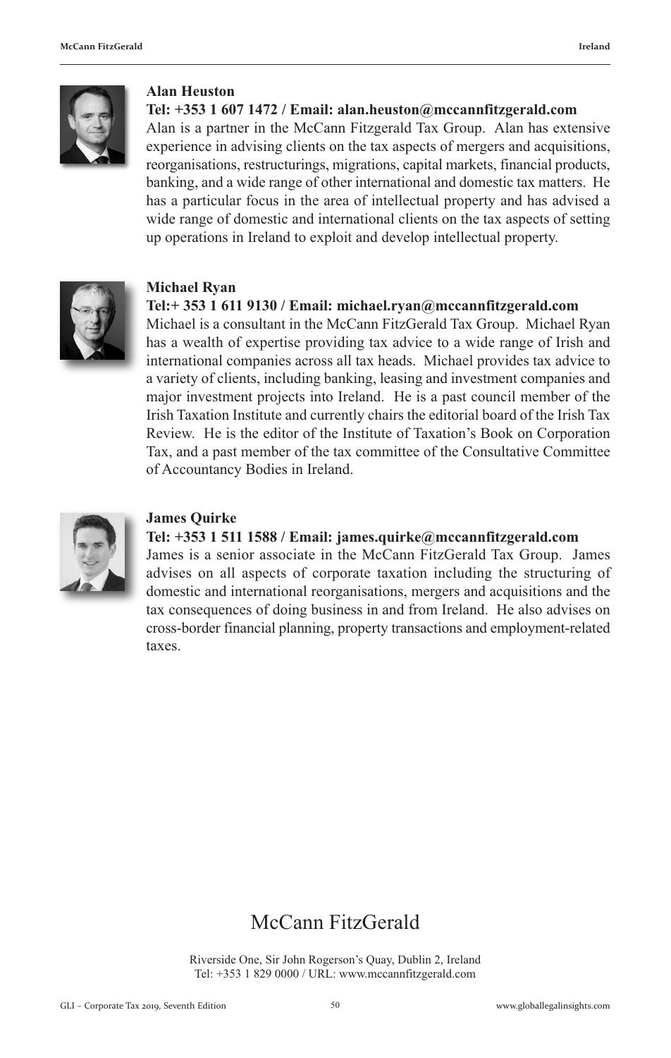**Alan Heuston**

**Tel: +353 1 607 1472 / Email: alan.heuston@mccannfitzgerald.com**

Alan is a partner in the McCann Fitzgerald Tax Group. Alan has extensive experience in advising clients on the tax aspects of mergers and acquisitions, reorganisations, restructurings, migrations, capital markets, financial products, banking, and a wide range of other international and domestic tax matters. He has a particular focus in the area of intellectual property and has advised a wide range of domestic and international clients on the tax aspects of setting up operations in Ireland to exploit and develop intellectual property.

**Michael Ryan**

**Tel:+ 353 1 611 9130 / Email: michael.ryan@mccannfitzgerald.com**

Michael is a consultant in the McCann FitzGerald Tax Group. Michael Ryan has a wealth of expertise providing tax advice to a wide range of Irish and international companies across all tax heads. Michael provides tax advice to a variety of clients, including banking, leasing and investment companies and major investment projects into Ireland. He is a past council member of the Irish Taxation Institute and currently chairs the editorial board of the Irish Tax Review. He is the editor of the Institute of Taxation's Book on Corporation Tax, and a past member of the tax committee of the Consultative Committee of Accountancy Bodies in Ireland.

**James Quirke**

**Tel: +353 1 511 1588 / Email: james.quirke@mccannfitzgerald.com**

James is a senior associate in the McCann FitzGerald Tax Group. James advises on all aspects of corporate taxation including the structuring of domestic and international reorganisations, mergers and acquisitions and the tax consequences of doing business in and from Ireland. He also advises on cross-border financial planning, property transactions and employment-related taxes.

McCann FitzGerald

Riverside One, Sir John Rogerson's Quay, Dublin 2, Ireland
Tel: +353 1 829 0000 / URL: www.mccannfitzgerald.com